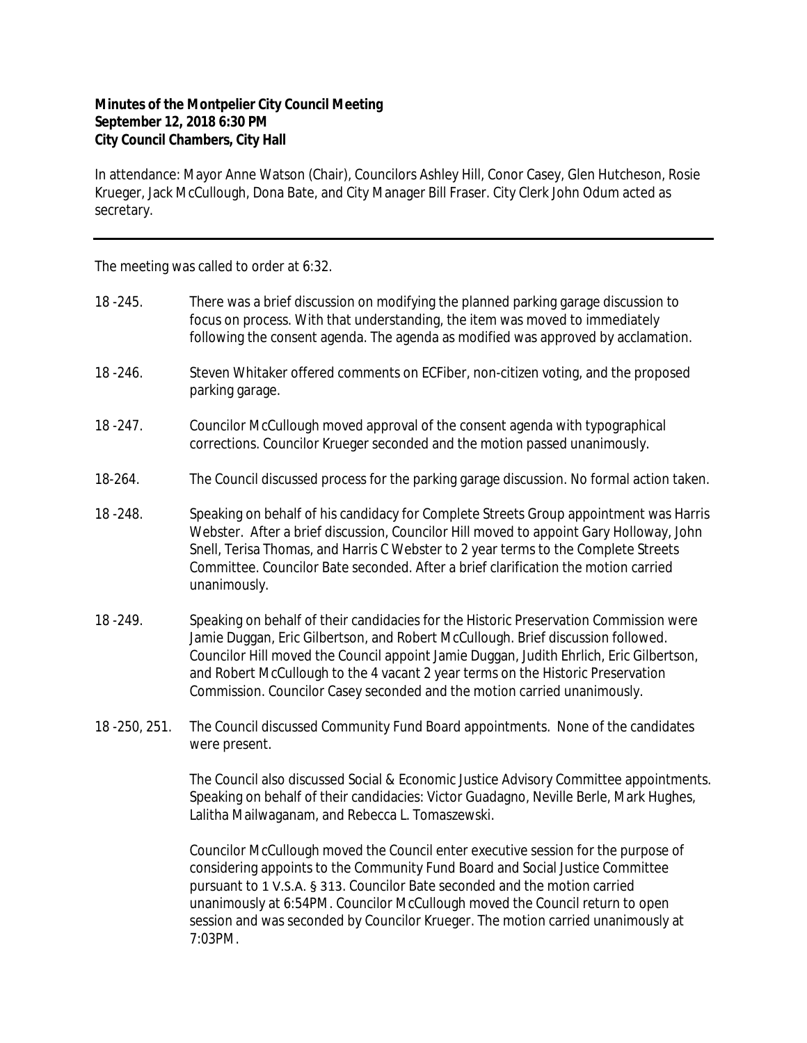**Minutes of the Montpelier City Council Meeting**
**September 12, 2018 6:30 PM**
**City Council Chambers, City Hall**

In attendance: Mayor Anne Watson (Chair), Councilors Ashley Hill, Conor Casey, Glen Hutcheson, Rosie Krueger, Jack McCullough, Dona Bate, and City Manager Bill Fraser. City Clerk John Odum acted as secretary.

---

The meeting was called to order at 6:32.

18 -245. There was a brief discussion on modifying the planned parking garage discussion to focus on process. With that understanding, the item was moved to immediately following the consent agenda. The agenda as modified was approved by acclamation.

18 -246. Steven Whitaker offered comments on ECFiber, non-citizen voting, and the proposed parking garage.

18 -247. Councilor McCullough moved approval of the consent agenda with typographical corrections. Councilor Krueger seconded and the motion passed unanimously.

18-264. The Council discussed process for the parking garage discussion. No formal action taken.

18 -248. Speaking on behalf of his candidacy for Complete Streets Group appointment was Harris Webster. After a brief discussion, Councilor Hill moved to appoint Gary Holloway, John Snell, Terisa Thomas, and Harris C Webster to 2 year terms to the Complete Streets Committee. Councilor Bate seconded. After a brief clarification the motion carried unanimously.

18 -249. Speaking on behalf of their candidacies for the Historic Preservation Commission were Jamie Duggan, Eric Gilbertson, and Robert McCullough. Brief discussion followed. Councilor Hill moved the Council appoint Jamie Duggan, Judith Ehrlich, Eric Gilbertson, and Robert McCullough to the 4 vacant 2 year terms on the Historic Preservation Commission. Councilor Casey seconded and the motion carried unanimously.

18 -250, 251. The Council discussed Community Fund Board appointments. None of the candidates were present.

The Council also discussed Social & Economic Justice Advisory Committee appointments. Speaking on behalf of their candidacies: Victor Guadagno, Neville Berle, Mark Hughes, Lalitha Mailwaganam, and Rebecca L. Tomaszewski.

Councilor McCullough moved the Council enter executive session for the purpose of considering appoints to the Community Fund Board and Social Justice Committee pursuant to 1 V.S.A. § 313. Councilor Bate seconded and the motion carried unanimously at 6:54PM. Councilor McCullough moved the Council return to open session and was seconded by Councilor Krueger. The motion carried unanimously at 7:03PM.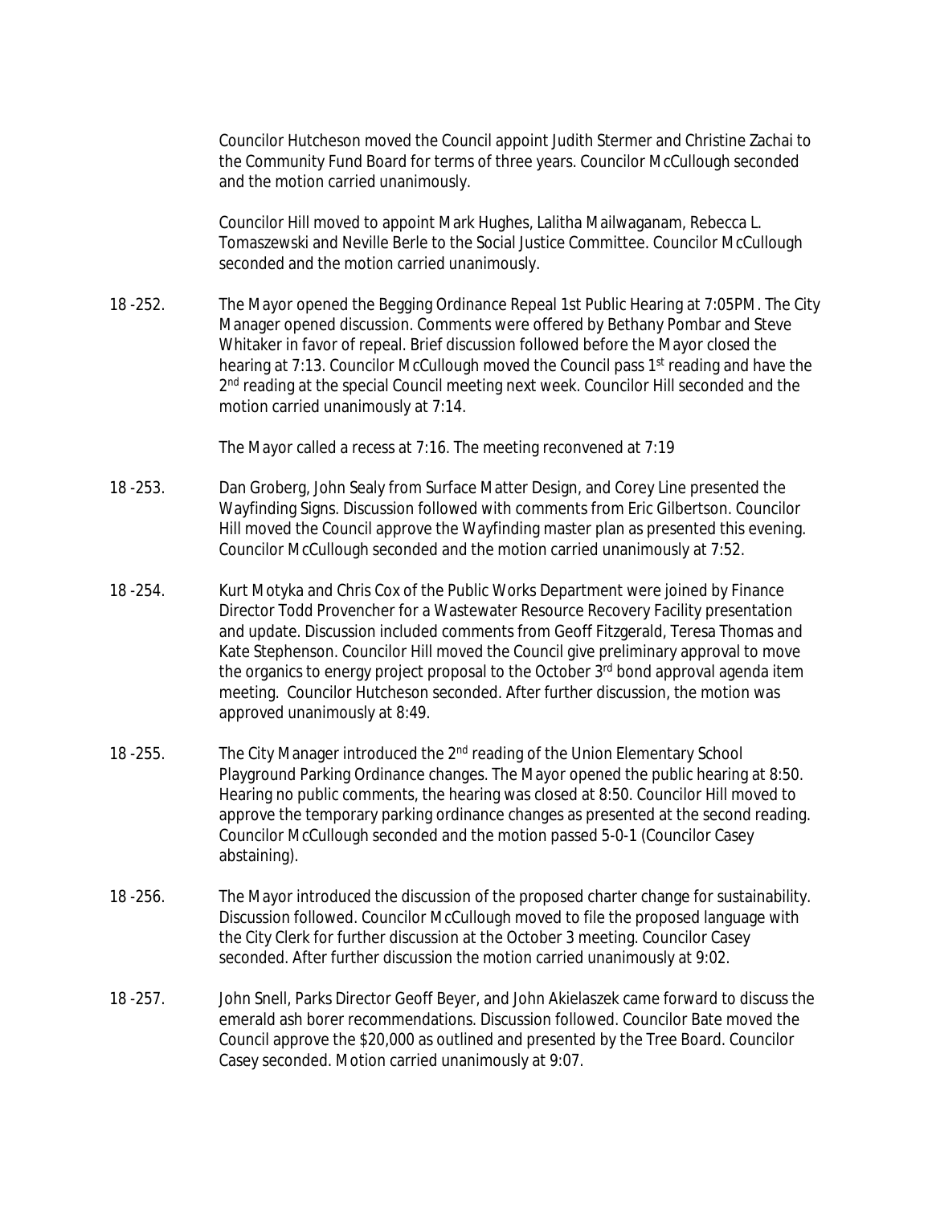Councilor Hutcheson moved the Council appoint Judith Stermer and Christine Zachai to the Community Fund Board for terms of three years. Councilor McCullough seconded and the motion carried unanimously.

Councilor Hill moved to appoint Mark Hughes, Lalitha Mailwaganam, Rebecca L. Tomaszewski and Neville Berle to the Social Justice Committee. Councilor McCullough seconded and the motion carried unanimously.

18 -252. The Mayor opened the Begging Ordinance Repeal 1st Public Hearing at 7:05PM. The City Manager opened discussion. Comments were offered by Bethany Pombar and Steve Whitaker in favor of repeal. Brief discussion followed before the Mayor closed the hearing at 7:13. Councilor McCullough moved the Council pass 1st reading and have the 2nd reading at the special Council meeting next week. Councilor Hill seconded and the motion carried unanimously at 7:14.

The Mayor called a recess at 7:16. The meeting reconvened at 7:19

18 -253. Dan Groberg, John Sealy from Surface Matter Design, and Corey Line presented the Wayfinding Signs. Discussion followed with comments from Eric Gilbertson. Councilor Hill moved the Council approve the Wayfinding master plan as presented this evening. Councilor McCullough seconded and the motion carried unanimously at 7:52.

18 -254. Kurt Motyka and Chris Cox of the Public Works Department were joined by Finance Director Todd Provencher for a Wastewater Resource Recovery Facility presentation and update. Discussion included comments from Geoff Fitzgerald, Teresa Thomas and Kate Stephenson. Councilor Hill moved the Council give preliminary approval to move the organics to energy project proposal to the October 3rd bond approval agenda item meeting. Councilor Hutcheson seconded. After further discussion, the motion was approved unanimously at 8:49.

18 -255. The City Manager introduced the 2nd reading of the Union Elementary School Playground Parking Ordinance changes. The Mayor opened the public hearing at 8:50. Hearing no public comments, the hearing was closed at 8:50. Councilor Hill moved to approve the temporary parking ordinance changes as presented at the second reading. Councilor McCullough seconded and the motion passed 5-0-1 (Councilor Casey abstaining).

18 -256. The Mayor introduced the discussion of the proposed charter change for sustainability. Discussion followed. Councilor McCullough moved to file the proposed language with the City Clerk for further discussion at the October 3 meeting. Councilor Casey seconded. After further discussion the motion carried unanimously at 9:02.

18 -257. John Snell, Parks Director Geoff Beyer, and John Akielaszek came forward to discuss the emerald ash borer recommendations. Discussion followed. Councilor Bate moved the Council approve the $20,000 as outlined and presented by the Tree Board. Councilor Casey seconded. Motion carried unanimously at 9:07.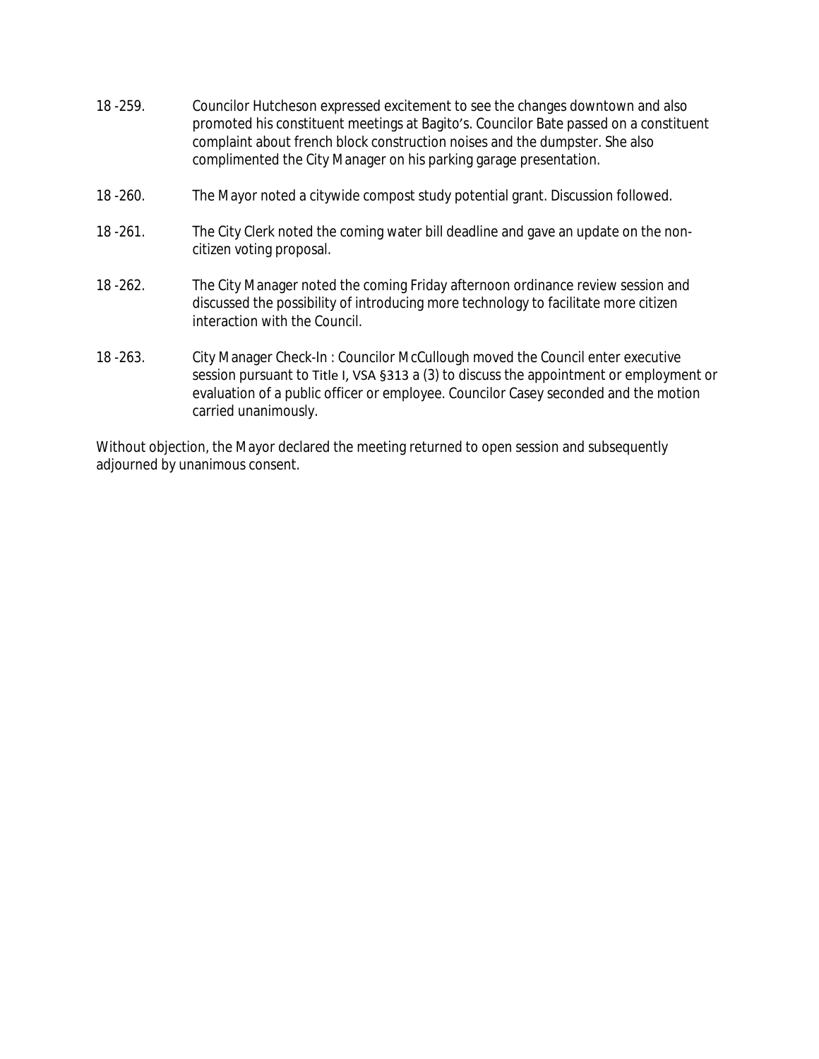18 -259. Councilor Hutcheson expressed excitement to see the changes downtown and also promoted his constituent meetings at Bagito's. Councilor Bate passed on a constituent complaint about french block construction noises and the dumpster. She also complimented the City Manager on his parking garage presentation.

18 -260. The Mayor noted a citywide compost study potential grant. Discussion followed.

18 -261. The City Clerk noted the coming water bill deadline and gave an update on the non-citizen voting proposal.

18 -262. The City Manager noted the coming Friday afternoon ordinance review session and discussed the possibility of introducing more technology to facilitate more citizen interaction with the Council.

18 -263. City Manager Check-In : Councilor McCullough moved the Council enter executive session pursuant to Title I, VSA §313 a (3) to discuss the appointment or employment or evaluation of a public officer or employee. Councilor Casey seconded and the motion carried unanimously.

Without objection, the Mayor declared the meeting returned to open session and subsequently adjourned by unanimous consent.